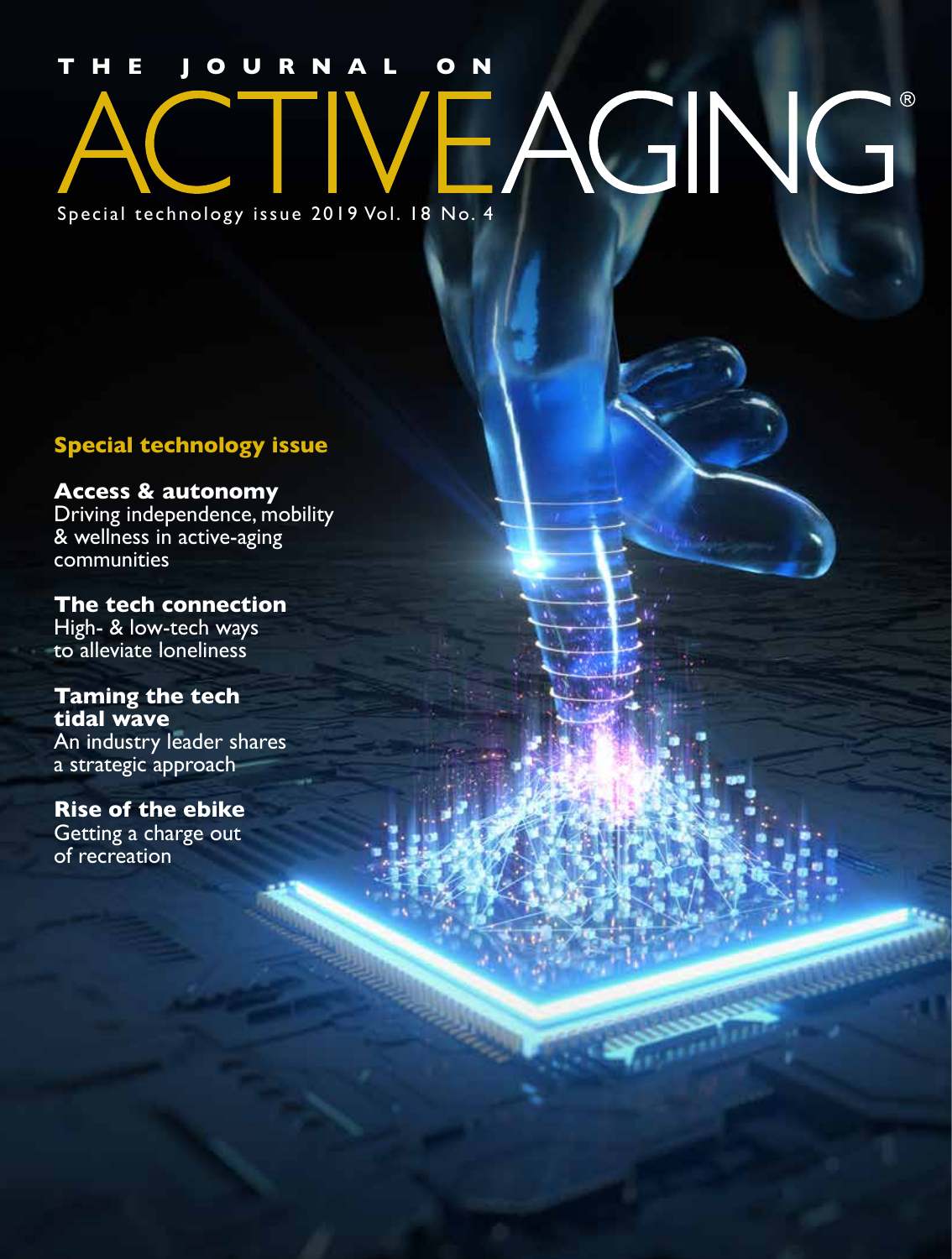# THE JOURNAL ON ACTIVEAGING®

Special technology issue 2019 Vol. 18 No. 4

**Special technology issue**

**Access & autonomy**
Driving independence, mobility & wellness in active-aging communities

**The tech connection**
High- & low-tech ways to alleviate loneliness

**Taming the tech tidal wave**
An industry leader shares a strategic approach

**Rise of the ebike**
Getting a charge out of recreation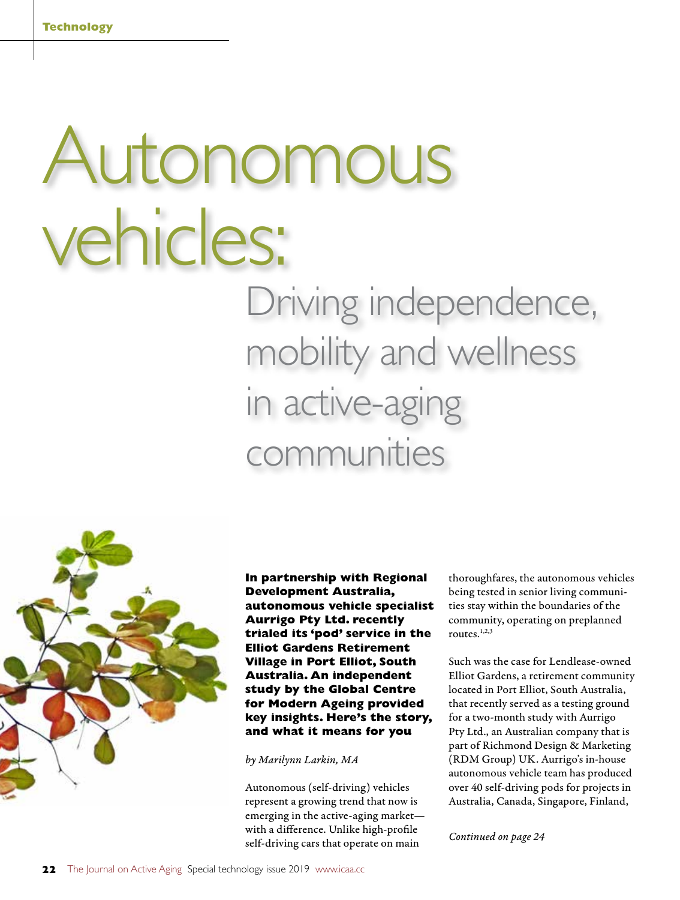# Autonomous vehicles:

## Driving independence, mobility and wellness in active-aging communities

**In partnership with Regional Development Australia, autonomous vehicle specialist Aurrigo Pty Ltd. recently trialed its 'pod' service in the Elliot Gardens Retirement Village in Port Elliot, South Australia. An independent study by the Global Centre for Modern Ageing provided key insights. Here's the story, and what it means for you**

*by Marilynn Larkin, MA*

Autonomous (self-driving) vehicles represent a growing trend that now is emerging in the active-aging market—with a difference. Unlike high-profile self-driving cars that operate on main thoroughfares, the autonomous vehicles being tested in senior living communities stay within the boundaries of the community, operating on preplanned routes.[1,2,3]

Such was the case for Lendlease-owned Elliot Gardens, a retirement community located in Port Elliot, South Australia, that recently served as a testing ground for a two-month study with Aurrigo Pty Ltd., an Australian company that is part of Richmond Design & Marketing (RDM Group) UK. Aurrigo's in-house autonomous vehicle team has produced over 40 self-driving pods for projects in Australia, Canada, Singapore, Finland,

*Continued on page 24*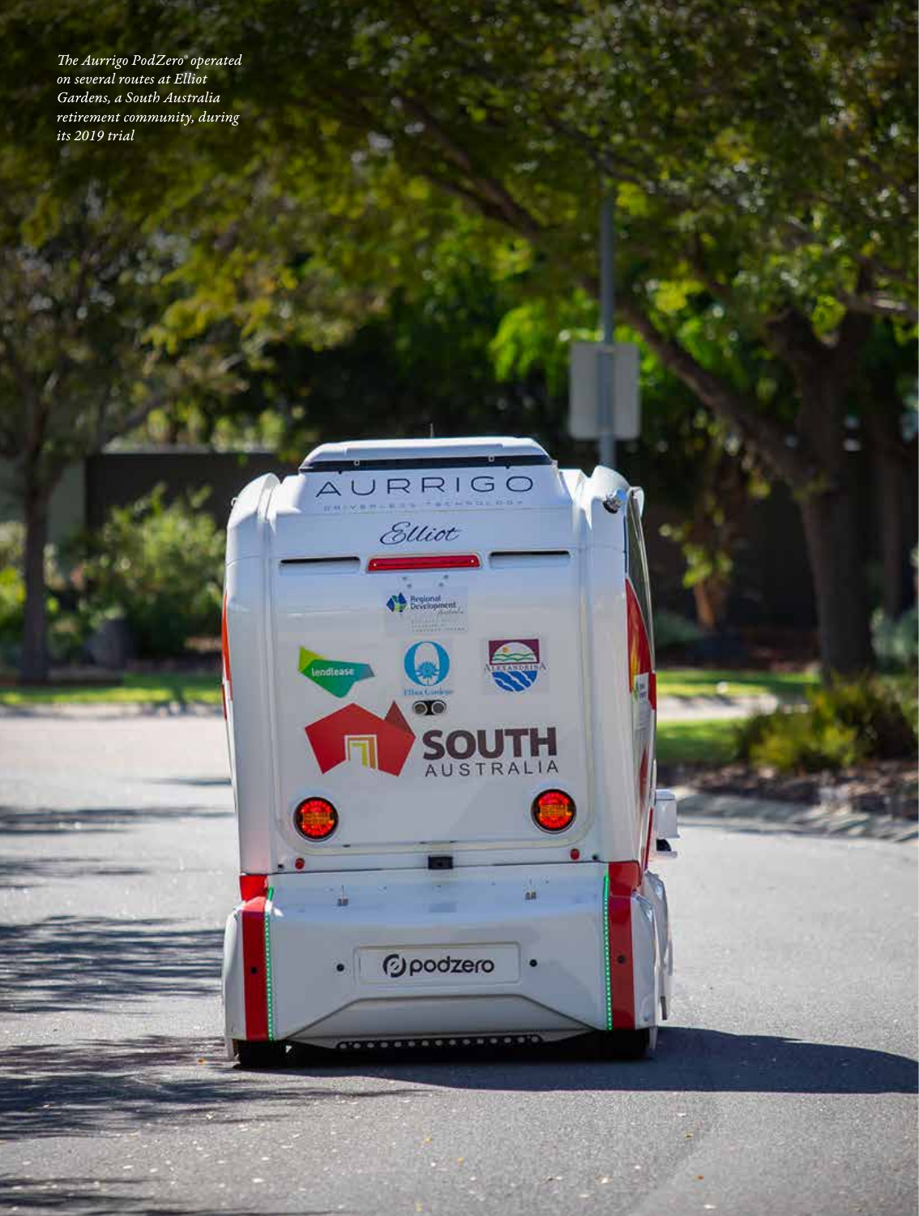*The Aurrigo PodZero® operated on several routes at Elliot Gardens, a South Australia retirement community, during its 2019 trial*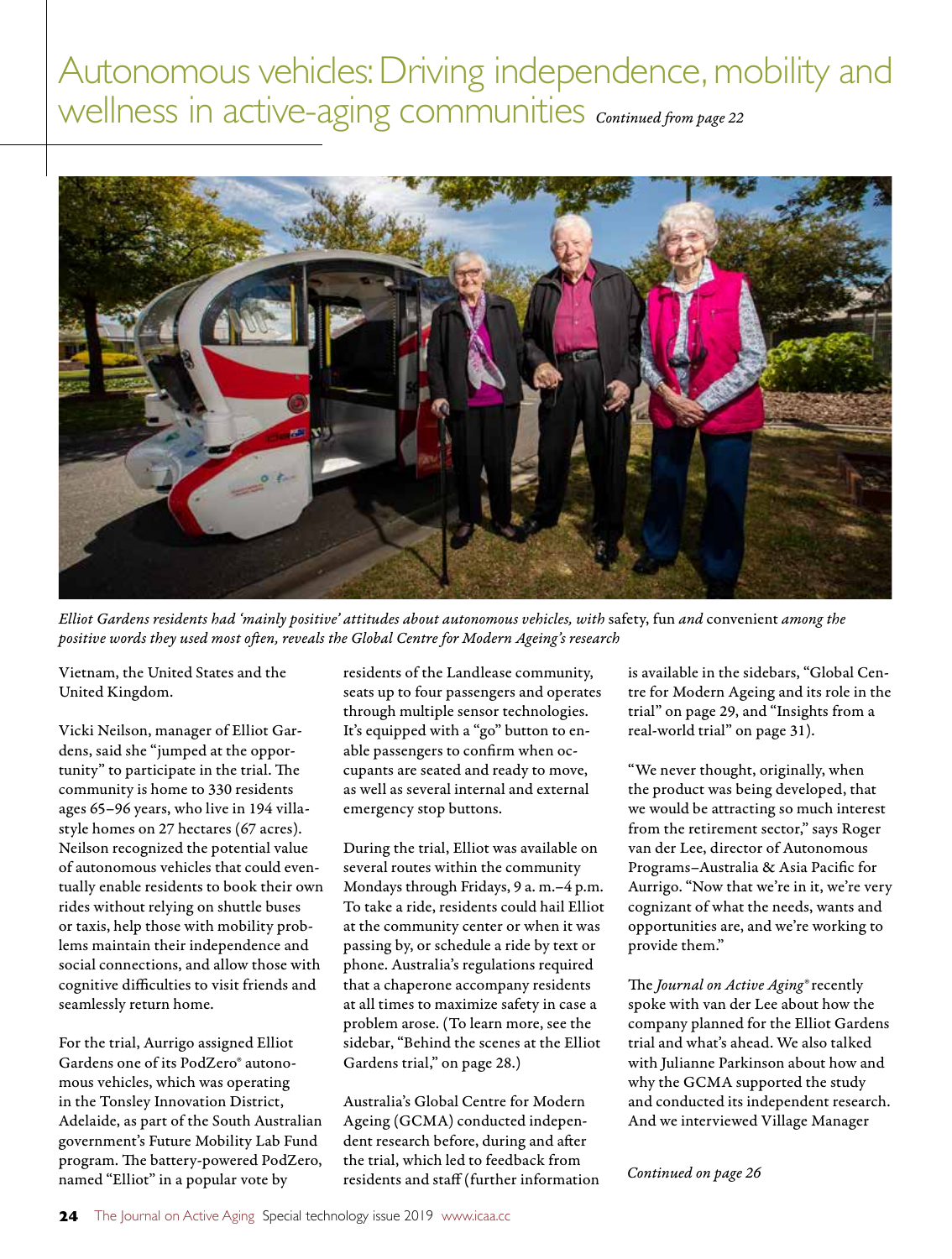# Autonomous vehicles: Driving independence, mobility and wellness in active-aging communities *Continued from page 22*

*Elliot Gardens residents had 'mainly positive' attitudes about autonomous vehicles, with* safety, fun *and* convenient *among the positive words they used most often, reveals the Global Centre for Modern Ageing's research*

Vietnam, the United States and the United Kingdom.

Vicki Neilson, manager of Elliot Gardens, said she "jumped at the opportunity" to participate in the trial. The community is home to 330 residents ages 65–96 years, who live in 194 villa-style homes on 27 hectares (67 acres). Neilson recognized the potential value of autonomous vehicles that could eventually enable residents to book their own rides without relying on shuttle buses or taxis, help those with mobility problems maintain their independence and social connections, and allow those with cognitive difficulties to visit friends and seamlessly return home.

For the trial, Aurrigo assigned Elliot Gardens one of its PodZero® autonomous vehicles, which was operating in the Tonsley Innovation District, Adelaide, as part of the South Australian government's Future Mobility Lab Fund program. The battery-powered PodZero, named "Elliot" in a popular vote by residents of the Landlease community, seats up to four passengers and operates through multiple sensor technologies. It's equipped with a "go" button to enable passengers to confirm when occupants are seated and ready to move, as well as several internal and external emergency stop buttons.

During the trial, Elliot was available on several routes within the community Mondays through Fridays, 9 a.m.–4 p.m. To take a ride, residents could hail Elliot at the community center or when it was passing by, or schedule a ride by text or phone. Australia's regulations required that a chaperone accompany residents at all times to maximize safety in case a problem arose. (To learn more, see the sidebar, "Behind the scenes at the Elliot Gardens trial," on page 28.)

Australia's Global Centre for Modern Ageing (GCMA) conducted independent research before, during and after the trial, which led to feedback from residents and staff (further information is available in the sidebars, "Global Centre for Modern Ageing and its role in the trial" on page 29, and "Insights from a real-world trial" on page 31).

"We never thought, originally, when the product was being developed, that we would be attracting so much interest from the retirement sector," says Roger van der Lee, director of Autonomous Programs–Australia & Asia Pacific for Aurrigo. "Now that we're in it, we're very cognizant of what the needs, wants and opportunities are, and we're working to provide them."

The *Journal on Active Aging*® recently spoke with van der Lee about how the company planned for the Elliot Gardens trial and what's ahead. We also talked with Julianne Parkinson about how and why the GCMA supported the study and conducted its independent research. And we interviewed Village Manager

*Continued on page 26*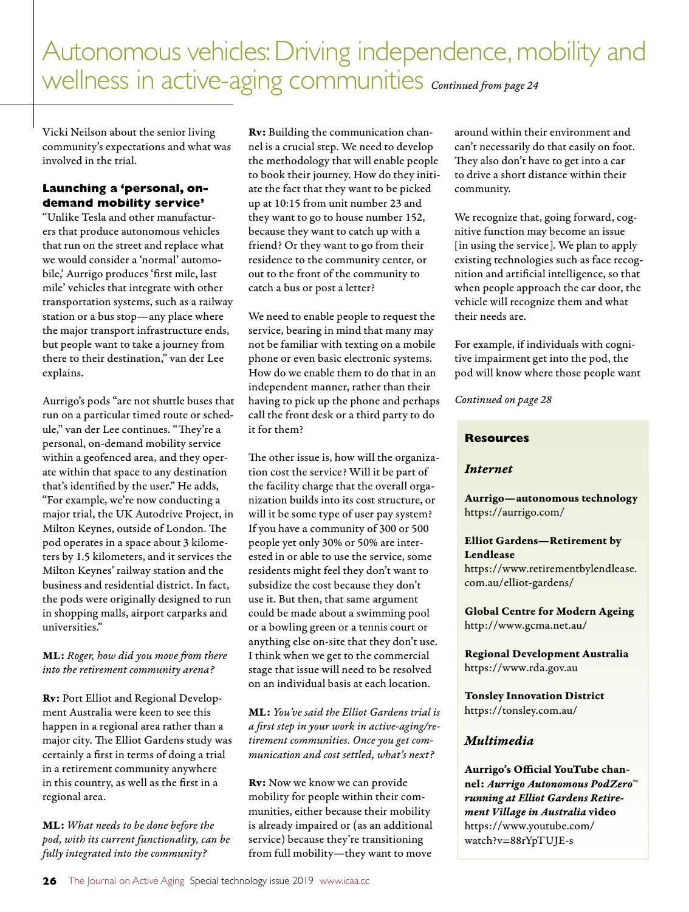# Autonomous vehicles: Driving independence, mobility and wellness in active-aging communities *Continued from page 24*

Vicki Neilson about the senior living community's expectations and what was involved in the trial.

### Launching a 'personal, on-demand mobility service'

"Unlike Tesla and other manufacturers that produce autonomous vehicles that run on the street and replace what we would consider a 'normal' automobile,' Aurrigo produces 'first mile, last mile' vehicles that integrate with other transportation systems, such as a railway station or a bus stop—any place where the major transport infrastructure ends, but people want to take a journey from there to their destination," van der Lee explains.

Aurrigo's pods "are not shuttle buses that run on a particular timed route or schedule," van der Lee continues. "They're a personal, on-demand mobility service within a geofenced area, and they operate within that space to any destination that's identified by the user." He adds, "For example, we're now conducting a major trial, the UK Autodrive Project, in Milton Keynes, outside of London. The pod operates in a space about 3 kilometers by 1.5 kilometers, and it services the Milton Keynes' railway station and the business and residential district. In fact, the pods were originally designed to run in shopping malls, airport carparks and universities."

**ML:** *Roger, how did you move from there into the retirement community arena?*

**Rv:** Port Elliot and Regional Development Australia were keen to see this happen in a regional area rather than a major city. The Elliot Gardens study was certainly a first in terms of doing a trial in a retirement community anywhere in this country, as well as the first in a regional area.

**ML:** *What needs to be done before the pod, with its current functionality, can be fully integrated into the community?*

**Rv:** Building the communication channel is a crucial step. We need to develop the methodology that will enable people to book their journey. How do they initiate the fact that they want to be picked up at 10:15 from unit number 23 and they want to go to house number 152, because they want to catch up with a friend? Or they want to go from their residence to the community center, or out to the front of the community to catch a bus or post a letter?

We need to enable people to request the service, bearing in mind that many may not be familiar with texting on a mobile phone or even basic electronic systems. How do we enable them to do that in an independent manner, rather than their having to pick up the phone and perhaps call the front desk or a third party to do it for them?

The other issue is, how will the organization cost the service? Will it be part of the facility charge that the overall organization builds into its cost structure, or will it be some type of user pay system? If you have a community of 300 or 500 people yet only 30% or 50% are interested in or able to use the service, some residents might feel they don't want to subsidize the cost because they don't use it. But then, that same argument could be made about a swimming pool or a bowling green or a tennis court or anything else on-site that they don't use. I think when we get to the commercial stage that issue will need to be resolved on an individual basis at each location.

**ML:** *You've said the Elliot Gardens trial is a first step in your work in active-aging/retirement communities. Once you get communication and cost settled, what's next?*

**Rv:** Now we know we can provide mobility for people within their communities, either because their mobility is already impaired or (as an additional service) because they're transitioning from full mobility—they want to move around within their environment and can't necessarily do that easily on foot. They also don't have to get into a car to drive a short distance within their community.

We recognize that, going forward, cognitive function may become an issue [in using the service]. We plan to apply existing technologies such as face recognition and artificial intelligence, so that when people approach the car door, the vehicle will recognize them and what their needs are.

For example, if individuals with cognitive impairment get into the pod, the pod will know where those people want

*Continued on page 28*

---

**Resources**

***Internet***

**Aurrigo—autonomous technology**
https://aurrigo.com/

**Elliot Gardens—Retirement by Lendlease**
https://www.retirementbylendlease.com.au/elliot-gardens/

**Global Centre for Modern Ageing**
http://www.gcma.net.au/

**Regional Development Australia**
https://www.rda.gov.au

**Tonsley Innovation District**
https://tonsley.com.au/

***Multimedia***

**Aurrigo's Official YouTube channel: *Aurrigo Autonomous PodZero™ running at Elliot Gardens Retirement Village in Australia* video**
https://www.youtube.com/watch?v=88rYpTUJE-s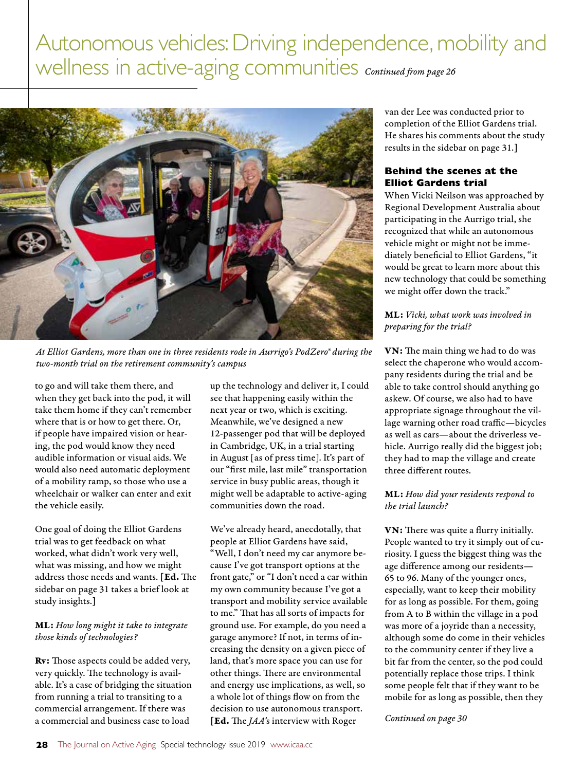# Autonomous vehicles: Driving independence, mobility and wellness in active-aging communities *Continued from page 26*

*At Elliot Gardens, more than one in three residents rode in Aurrigo's PodZero® during the two-month trial on the retirement community's campus*

to go and will take them there, and when they get back into the pod, it will take them home if they can't remember where that is or how to get there. Or, if people have impaired vision or hearing, the pod would know they need audible information or visual aids. We would also need automatic deployment of a mobility ramp, so those who use a wheelchair or walker can enter and exit the vehicle easily.

One goal of doing the Elliot Gardens trial was to get feedback on what worked, what didn't work very well, what was missing, and how we might address those needs and wants. [**Ed.** The sidebar on page 31 takes a brief look at study insights.]

**ML:** *How long might it take to integrate those kinds of technologies?*

**Rv:** Those aspects could be added very, very quickly. The technology is available. It's a case of bridging the situation from running a trial to transiting to a commercial arrangement. If there was a commercial and business case to load up the technology and deliver it, I could see that happening easily within the next year or two, which is exciting. Meanwhile, we've designed a new 12-passenger pod that will be deployed in Cambridge, UK, in a trial starting in August [as of press time]. It's part of our "first mile, last mile" transportation service in busy public areas, though it might well be adaptable to active-aging communities down the road.

We've already heard, anecdotally, that people at Elliot Gardens have said, "Well, I don't need my car anymore because I've got transport options at the front gate," or "I don't need a car within my own community because I've got a transport and mobility service available to me." That has all sorts of impacts for ground use. For example, do you need a garage anymore? If not, in terms of increasing the density on a given piece of land, that's more space you can use for other things. There are environmental and energy use implications, as well, so a whole lot of things flow on from the decision to use autonomous transport. [**Ed.** The *JAA's* interview with Roger van der Lee was conducted prior to completion of the Elliot Gardens trial. He shares his comments about the study results in the sidebar on page 31.]

### Behind the scenes at the Elliot Gardens trial

When Vicki Neilson was approached by Regional Development Australia about participating in the Aurrigo trial, she recognized that while an autonomous vehicle might or might not be immediately beneficial to Elliot Gardens, "it would be great to learn more about this new technology that could be something we might offer down the track."

**ML:** *Vicki, what work was involved in preparing for the trial?*

**VN:** The main thing we had to do was select the chaperone who would accompany residents during the trial and be able to take control should anything go askew. Of course, we also had to have appropriate signage throughout the village warning other road traffic—bicycles as well as cars—about the driverless vehicle. Aurrigo really did the biggest job; they had to map the village and create three different routes.

**ML:** *How did your residents respond to the trial launch?*

**VN:** There was quite a flurry initially. People wanted to try it simply out of curiosity. I guess the biggest thing was the age difference among our residents—65 to 96. Many of the younger ones, especially, want to keep their mobility for as long as possible. For them, going from A to B within the village in a pod was more of a joyride than a necessity, although some do come in their vehicles to the community center if they live a bit far from the center, so the pod could potentially replace those trips. I think some people felt that if they want to be mobile for as long as possible, then they

*Continued on page 30*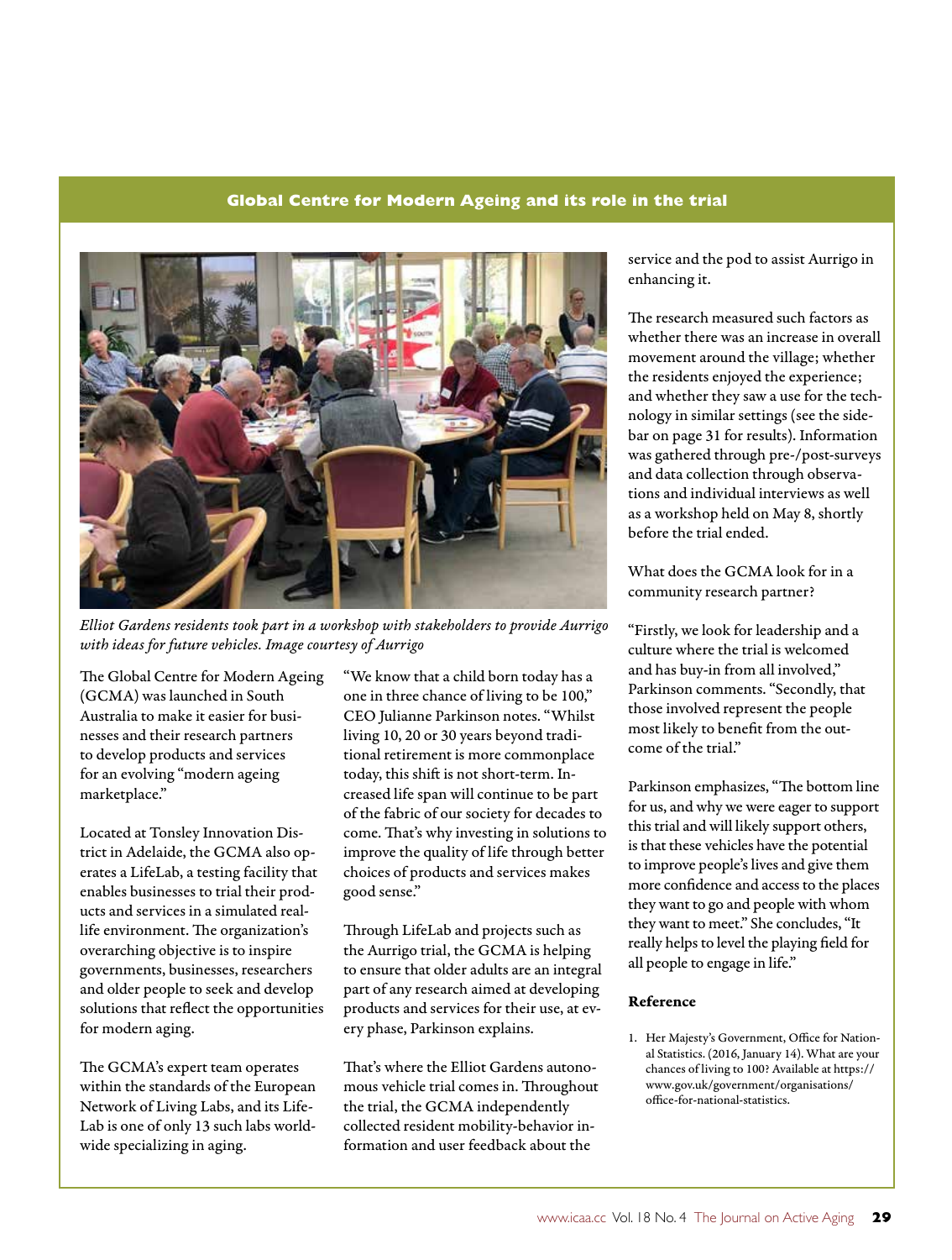## Global Centre for Modern Ageing and its role in the trial

*Elliot Gardens residents took part in a workshop with stakeholders to provide Aurrigo with ideas for future vehicles. Image courtesy of Aurrigo*

The Global Centre for Modern Ageing (GCMA) was launched in South Australia to make it easier for businesses and their research partners to develop products and services for an evolving "modern ageing marketplace."

Located at Tonsley Innovation District in Adelaide, the GCMA also operates a LifeLab, a testing facility that enables businesses to trial their products and services in a simulated real-life environment. The organization's overarching objective is to inspire governments, businesses, researchers and older people to seek and develop solutions that reflect the opportunities for modern aging.

The GCMA's expert team operates within the standards of the European Network of Living Labs, and its LifeLab is one of only 13 such labs worldwide specializing in aging.

"We know that a child born today has a one in three chance of living to be 100," CEO Julianne Parkinson notes. "Whilst living 10, 20 or 30 years beyond traditional retirement is more commonplace today, this shift is not short-term. Increased life span will continue to be part of the fabric of our society for decades to come. That's why investing in solutions to improve the quality of life through better choices of products and services makes good sense."

Through LifeLab and projects such as the Aurrigo trial, the GCMA is helping to ensure that older adults are an integral part of any research aimed at developing products and services for their use, at every phase, Parkinson explains.

That's where the Elliot Gardens autonomous vehicle trial comes in. Throughout the trial, the GCMA independently collected resident mobility-behavior information and user feedback about the service and the pod to assist Aurrigo in enhancing it.

The research measured such factors as whether there was an increase in overall movement around the village; whether the residents enjoyed the experience; and whether they saw a use for the technology in similar settings (see the sidebar on page 31 for results). Information was gathered through pre-/post-surveys and data collection through observations and individual interviews as well as a workshop held on May 8, shortly before the trial ended.

What does the GCMA look for in a community research partner?

"Firstly, we look for leadership and a culture where the trial is welcomed and has buy-in from all involved," Parkinson comments. "Secondly, that those involved represent the people most likely to benefit from the outcome of the trial."

Parkinson emphasizes, "The bottom line for us, and why we were eager to support this trial and will likely support others, is that these vehicles have the potential to improve people's lives and give them more confidence and access to the places they want to go and people with whom they want to meet." She concludes, "It really helps to level the playing field for all people to engage in life."

### Reference

1. Her Majesty's Government, Office for National Statistics. (2016, January 14). What are your chances of living to 100? Available at https://www.gov.uk/government/organisations/office-for-national-statistics.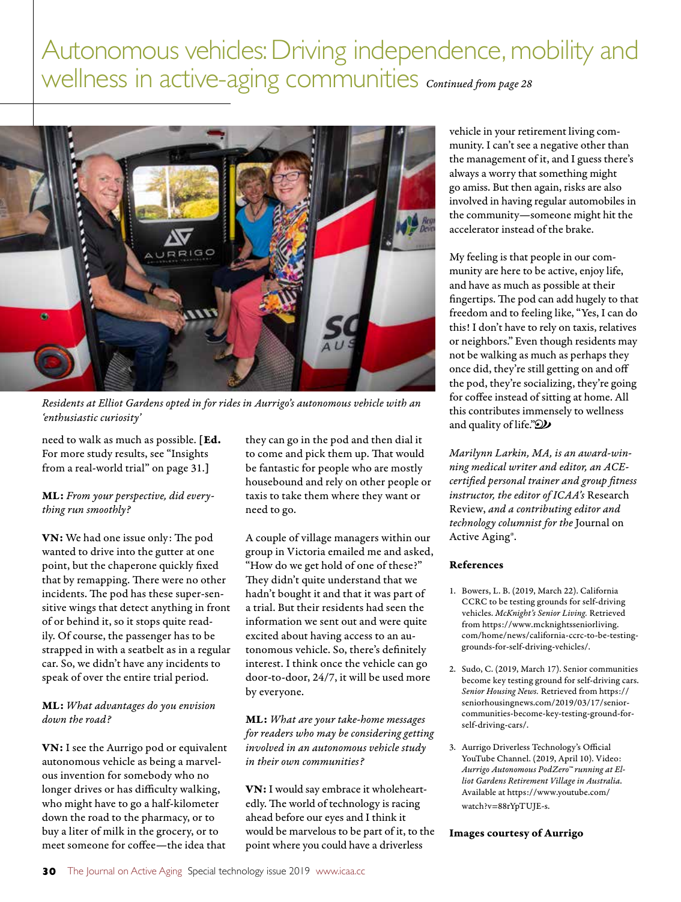# Autonomous vehicles: Driving independence, mobility and wellness in active-aging communities *Continued from page 28*

*Residents at Elliot Gardens opted in for rides in Aurrigo's autonomous vehicle with an 'enthusiastic curiosity'*

need to walk as much as possible. **[Ed.** For more study results, see "Insights from a real-world trial" on page 31.]

**ML:** *From your perspective, did everything run smoothly?*

**VN:** We had one issue only: The pod wanted to drive into the gutter at one point, but the chaperone quickly fixed that by remapping. There were no other incidents. The pod has these super-sensitive wings that detect anything in front of or behind it, so it stops quite readily. Of course, the passenger has to be strapped in with a seatbelt as in a regular car. So, we didn't have any incidents to speak of over the entire trial period.

**ML:** *What advantages do you envision down the road?*

**VN:** I see the Aurrigo pod or equivalent autonomous vehicle as being a marvelous invention for somebody who no longer drives or has difficulty walking, who might have to go a half-kilometer down the road to the pharmacy, or to buy a liter of milk in the grocery, or to meet someone for coffee—the idea that they can go in the pod and then dial it to come and pick them up. That would be fantastic for people who are mostly housebound and rely on other people or taxis to take them where they want or need to go.

A couple of village managers within our group in Victoria emailed me and asked, "How do we get hold of one of these?" They didn't quite understand that we hadn't bought it and that it was part of a trial. But their residents had seen the information we sent out and were quite excited about having access to an autonomous vehicle. So, there's definitely interest. I think once the vehicle can go door-to-door, 24/7, it will be used more by everyone.

**ML:** *What are your take-home messages for readers who may be considering getting involved in an autonomous vehicle study in their own communities?*

**VN:** I would say embrace it wholeheartedly. The world of technology is racing ahead before our eyes and I think it would be marvelous to be part of it, to the point where you could have a driverless vehicle in your retirement living community. I can't see a negative other than the management of it, and I guess there's always a worry that something might go amiss. But then again, risks are also involved in having regular automobiles in the community—someone might hit the accelerator instead of the brake.

My feeling is that people in our community are here to be active, enjoy life, and have as much as possible at their fingertips. The pod can add hugely to that freedom and to feeling like, "Yes, I can do this! I don't have to rely on taxis, relatives or neighbors." Even though residents may not be walking as much as perhaps they once did, they're still getting on and off the pod, they're socializing, they're going for coffee instead of sitting at home. All this contributes immensely to wellness and quality of life."

*Marilynn Larkin, MA, is an award-winning medical writer and editor, an ACE-certified personal trainer and group fitness instructor, the editor of ICAA's* Research Review, *and a contributing editor and technology columnist for the* Journal on Active Aging®.

### References

1. Bowers, L. B. (2019, March 22). California CCRC to be testing grounds for self-driving vehicles. *McKnight's Senior Living.* Retrieved from https://www.mcknightsseniorliving.com/home/news/california-ccrc-to-be-testing-grounds-for-self-driving-vehicles/.
2. Sudo, C. (2019, March 17). Senior communities become key testing ground for self-driving cars. *Senior Housing News.* Retrieved from https://seniorhousingnews.com/2019/03/17/senior-communities-become-key-testing-ground-for-self-driving-cars/.
3. Aurrigo Driverless Technology's Official YouTube Channel. (2019, April 10). Video: *Aurrigo Autonomous PodZero™ running at Elliot Gardens Retirement Village in Australia.* Available at https://www.youtube.com/watch?v=88rYpTUJE-s.

**Images courtesy of Aurrigo**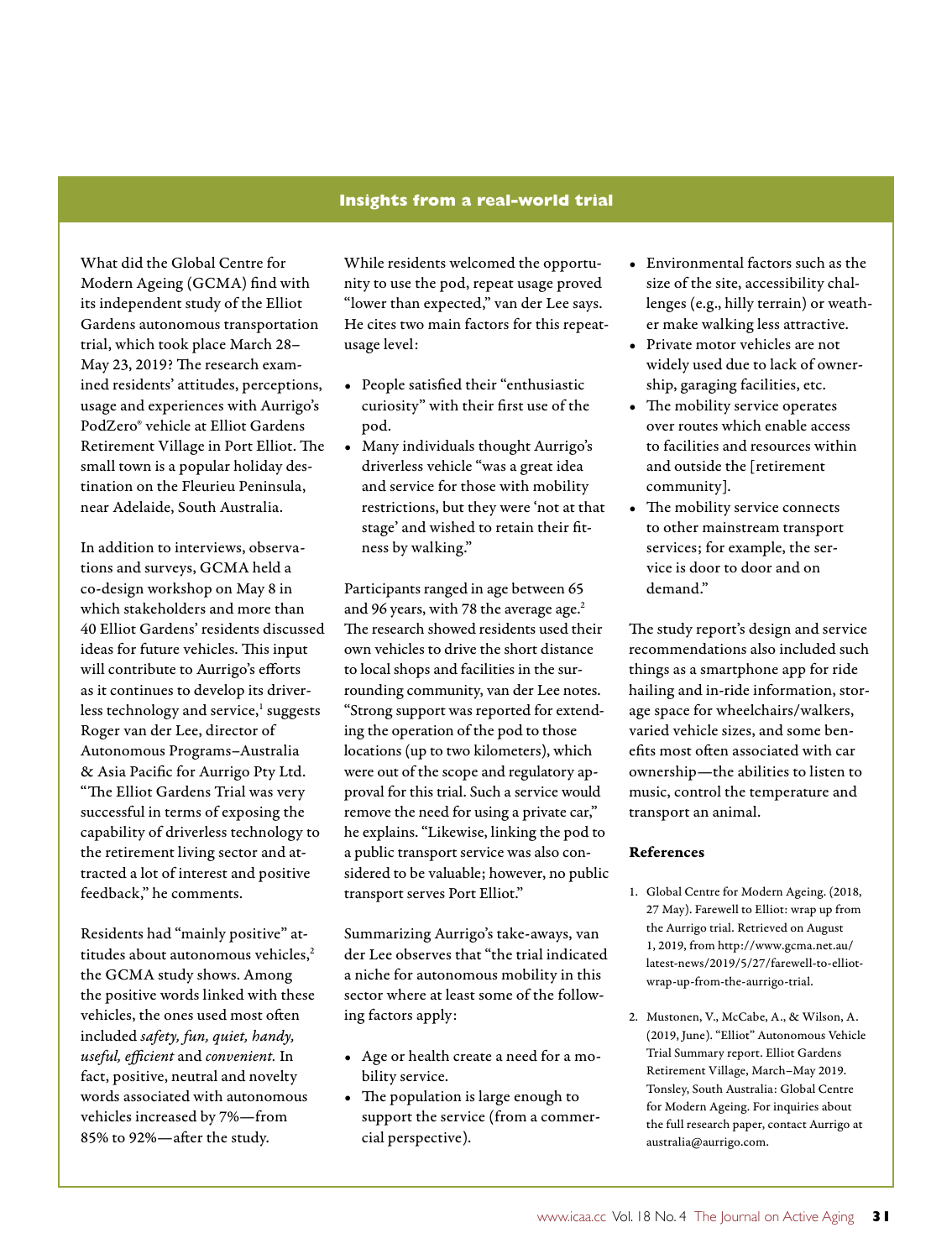## Insights from a real-world trial

What did the Global Centre for Modern Ageing (GCMA) find with its independent study of the Elliot Gardens autonomous transportation trial, which took place March 28–May 23, 2019? The research examined residents' attitudes, perceptions, usage and experiences with Aurrigo's PodZero® vehicle at Elliot Gardens Retirement Village in Port Elliot. The small town is a popular holiday destination on the Fleurieu Peninsula, near Adelaide, South Australia.

In addition to interviews, observations and surveys, GCMA held a co-design workshop on May 8 in which stakeholders and more than 40 Elliot Gardens' residents discussed ideas for future vehicles. This input will contribute to Aurrigo's efforts as it continues to develop its driverless technology and service,[1] suggests Roger van der Lee, director of Autonomous Programs–Australia & Asia Pacific for Aurrigo Pty Ltd. "The Elliot Gardens Trial was very successful in terms of exposing the capability of driverless technology to the retirement living sector and attracted a lot of interest and positive feedback," he comments.

Residents had "mainly positive" attitudes about autonomous vehicles,[2] the GCMA study shows. Among the positive words linked with these vehicles, the ones used most often included *safety, fun, quiet, handy, useful, efficient* and *convenient.* In fact, positive, neutral and novelty words associated with autonomous vehicles increased by 7%—from 85% to 92%—after the study.

While residents welcomed the opportunity to use the pod, repeat usage proved "lower than expected," van der Lee says. He cites two main factors for this repeat-usage level:

- People satisfied their "enthusiastic curiosity" with their first use of the pod.
- Many individuals thought Aurrigo's driverless vehicle "was a great idea and service for those with mobility restrictions, but they were 'not at that stage' and wished to retain their fitness by walking."

Participants ranged in age between 65 and 96 years, with 78 the average age.[2] The research showed residents used their own vehicles to drive the short distance to local shops and facilities in the surrounding community, van der Lee notes. "Strong support was reported for extending the operation of the pod to those locations (up to two kilometers), which were out of the scope and regulatory approval for this trial. Such a service would remove the need for using a private car," he explains. "Likewise, linking the pod to a public transport service was also considered to be valuable; however, no public transport serves Port Elliot."

Summarizing Aurrigo's take-aways, van der Lee observes that "the trial indicated a niche for autonomous mobility in this sector where at least some of the following factors apply:

- Age or health create a need for a mobility service.
- The population is large enough to support the service (from a commercial perspective).
- Environmental factors such as the size of the site, accessibility challenges (e.g., hilly terrain) or weather make walking less attractive.
- Private motor vehicles are not widely used due to lack of ownership, garaging facilities, etc.
- The mobility service operates over routes which enable access to facilities and resources within and outside the [retirement community].
- The mobility service connects to other mainstream transport services; for example, the service is door to door and on demand."

The study report's design and service recommendations also included such things as a smartphone app for ride hailing and in-ride information, storage space for wheelchairs/walkers, varied vehicle sizes, and some benefits most often associated with car ownership—the abilities to listen to music, control the temperature and transport an animal.

### References

1. Global Centre for Modern Ageing. (2018, 27 May). Farewell to Elliot: wrap up from the Aurrigo trial. Retrieved on August 1, 2019, from http://www.gcma.net.au/latest-news/2019/5/27/farewell-to-elliot-wrap-up-from-the-aurrigo-trial.
2. Mustonen, V., McCabe, A., & Wilson, A. (2019, June). "Elliot" Autonomous Vehicle Trial Summary report. Elliot Gardens Retirement Village, March–May 2019. Tonsley, South Australia: Global Centre for Modern Ageing. For inquiries about the full research paper, contact Aurrigo at australia@aurrigo.com.